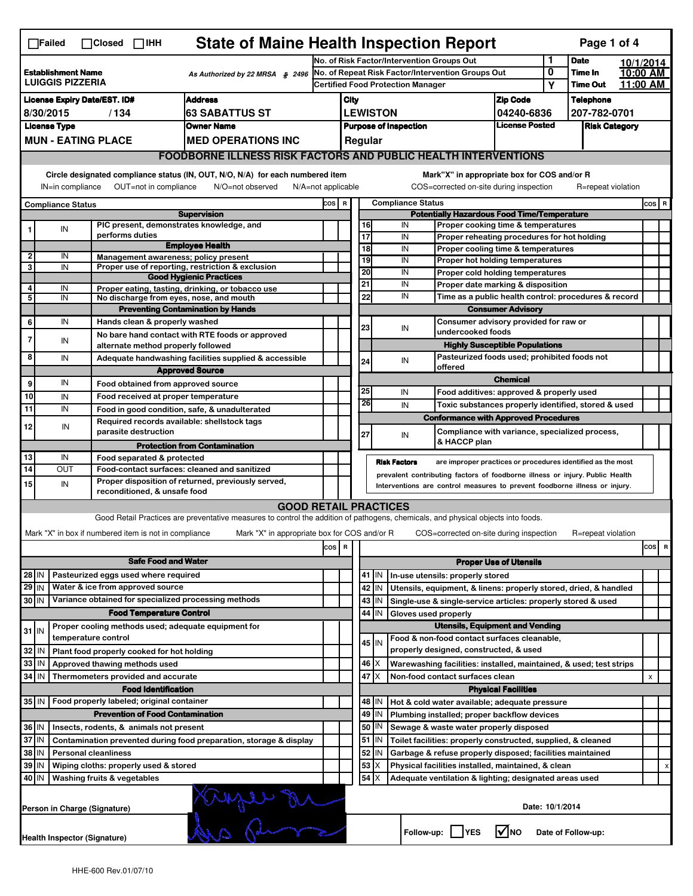☐Failed ☐Closed ☐IHH

# State of Maine Health Inspection Report

| | | | |
|---|---|---|---|
| **Establishment Name** LUIGGIS PIZZERIA | As Authorized by 22 MRSA § 2496 | No. of Risk Factor/Intervention Groups Out: 1 | **Date** 10/1/2014 |
| | | No. of Repeat Risk Factor/Intervention Groups Out: 0 | **Time In** 10:00 AM |
| | | Certified Food Protection Manager: Y | **Time Out** 11:00 AM |

| License Expiry Date/EST. ID# | Address | City | Zip Code | Telephone |
|---|---|---|---|---|
| 8/30/2015 / 134 | 63 SABATTUS ST | LEWISTON | 04240-6836 | 207-782-0701 |

| License Type | Owner Name | Purpose of Inspection | License Posted | Risk Category |
|---|---|---|---|---|
| MUN - EATING PLACE | MED OPERATIONS INC | Regular | | |

## FOODBORNE ILLNESS RISK FACTORS AND PUBLIC HEALTH INTERVENTIONS

Circle designated compliance status (IN, OUT, N/O, N/A) for each numbered item. IN=in compliance OUT=not in compliance N/O=not observed N/A=not applicable

Mark "X" in appropriate box for COS and/or R. COS=corrected on-site during inspection R=repeat violation

| # | Compliance Status | Item | COS | R |
|---|---|---|---|---|
| | | **Supervision** | | |
| 1 | IN | PIC present, demonstrates knowledge, and performs duties | | |
| | | **Employee Health** | | |
| 2 | IN | Management awareness; policy present | | |
| 3 | IN | Proper use of reporting, restriction & exclusion | | |
| | | **Good Hygienic Practices** | | |
| 4 | IN | Proper eating, tasting, drinking, or tobacco use | | |
| 5 | IN | No discharge from eyes, nose, and mouth | | |
| | | **Preventing Contamination by Hands** | | |
| 6 | IN | Hands clean & properly washed | | |
| 7 | IN | No bare hand contact with RTE foods or approved alternate method properly followed | | |
| 8 | IN | Adequate handwashing facilities supplied & accessible | | |
| | | **Approved Source** | | |
| 9 | IN | Food obtained from approved source | | |
| 10 | IN | Food received at proper temperature | | |
| 11 | IN | Food in good condition, safe, & unadulterated | | |
| 12 | IN | Required records available: shellstock tags parasite destruction | | |
| | | **Protection from Contamination** | | |
| 13 | IN | Food separated & protected | | |
| 14 | OUT | Food-contact surfaces: cleaned and sanitized | | |
| 15 | IN | Proper disposition of returned, previously served, reconditioned, & unsafe food | | |
| | | **Potentially Hazardous Food Time/Temperature** | | |
| 16 | IN | Proper cooking time & temperatures | | |
| 17 | IN | Proper reheating procedures for hot holding | | |
| 18 | IN | Proper cooling time & temperatures | | |
| 19 | IN | Proper hot holding temperatures | | |
| 20 | IN | Proper cold holding temperatures | | |
| 21 | IN | Proper date marking & disposition | | |
| 22 | IN | Time as a public health control: procedures & record | | |
| | | **Consumer Advisory** | | |
| 23 | IN | Consumer advisory provided for raw or undercooked foods | | |
| | | **Highly Susceptible Populations** | | |
| 24 | IN | Pasteurized foods used; prohibited foods not offered | | |
| | | **Chemical** | | |
| 25 | IN | Food additives: approved & properly used | | |
| 26 | IN | Toxic substances properly identified, stored & used | | |
| | | **Conformance with Approved Procedures** | | |
| 27 | IN | Compliance with variance, specialized process, & HACCP plan | | |

**Risk Factors** are improper practices or procedures identified as the most prevalent contributing factors of foodborne illness or injury. Public Health Interventions are control measures to prevent foodborne illness or injury.

## GOOD RETAIL PRACTICES

Good Retail Practices are preventative measures to control the addition of pathogens, chemicals, and physical objects into foods.

Mark "X" in box if numbered item is not in compliance. Mark "X" in appropriate box for COS and/or R. COS=corrected on-site during inspection R=repeat violation

| # | Status | Item | COS | R |
|---|---|---|---|---|
| | | **Safe Food and Water** | | |
| 28 | IN | Pasteurized eggs used where required | | |
| 29 | IN | Water & ice from approved source | | |
| 30 | IN | Variance obtained for specialized processing methods | | |
| | | **Food Temperature Control** | | |
| 31 | IN | Proper cooling methods used; adequate equipment for temperature control | | |
| 32 | IN | Plant food properly cooked for hot holding | | |
| 33 | IN | Approved thawing methods used | | |
| 34 | IN | Thermometers provided and accurate | | |
| | | **Food Identification** | | |
| 35 | IN | Food properly labeled; original container | | |
| | | **Prevention of Food Contamination** | | |
| 36 | IN | Insects, rodents, & animals not present | | |
| 37 | IN | Contamination prevented during food preparation, storage & display | | |
| 38 | IN | Personal cleanliness | | |
| 39 | IN | Wiping cloths: properly used & stored | | |
| 40 | IN | Washing fruits & vegetables | | |
| | | **Proper Use of Utensils** | | |
| 41 | IN | In-use utensils: properly stored | | |
| 42 | IN | Utensils, equipment, & linens: properly stored, dried, & handled | | |
| 43 | IN | Single-use & single-service articles: properly stored & used | | |
| 44 | IN | Gloves used properly | | |
| | | **Utensils, Equipment and Vending** | | |
| 45 | IN | Food & non-food contact surfaces cleanable, properly designed, constructed, & used | | |
| 46 | X | Warewashing facilities: installed, maintained, & used; test strips | | |
| 47 | X | Non-food contact surfaces clean | x | |
| | | **Physical Facilities** | | |
| 48 | IN | Hot & cold water available; adequate pressure | | |
| 49 | IN | Plumbing installed; proper backflow devices | | |
| 50 | IN | Sewage & waste water properly disposed | | |
| 51 | IN | Toilet facilities: properly constructed, supplied, & cleaned | | |
| 52 | IN | Garbage & refuse properly disposed; facilities maintained | | |
| 53 | X | Physical facilities installed, maintained, & clean | | x |
| 54 | X | Adequate ventilation & lighting; designated areas used | | |

Person in Charge (Signature): [signature]

Date: 10/1/2014

Health Inspector (Signature): [signature]

Follow-up: ☐ YES ☑ NO Date of Follow-up:

HHE-600 Rev.01/07/10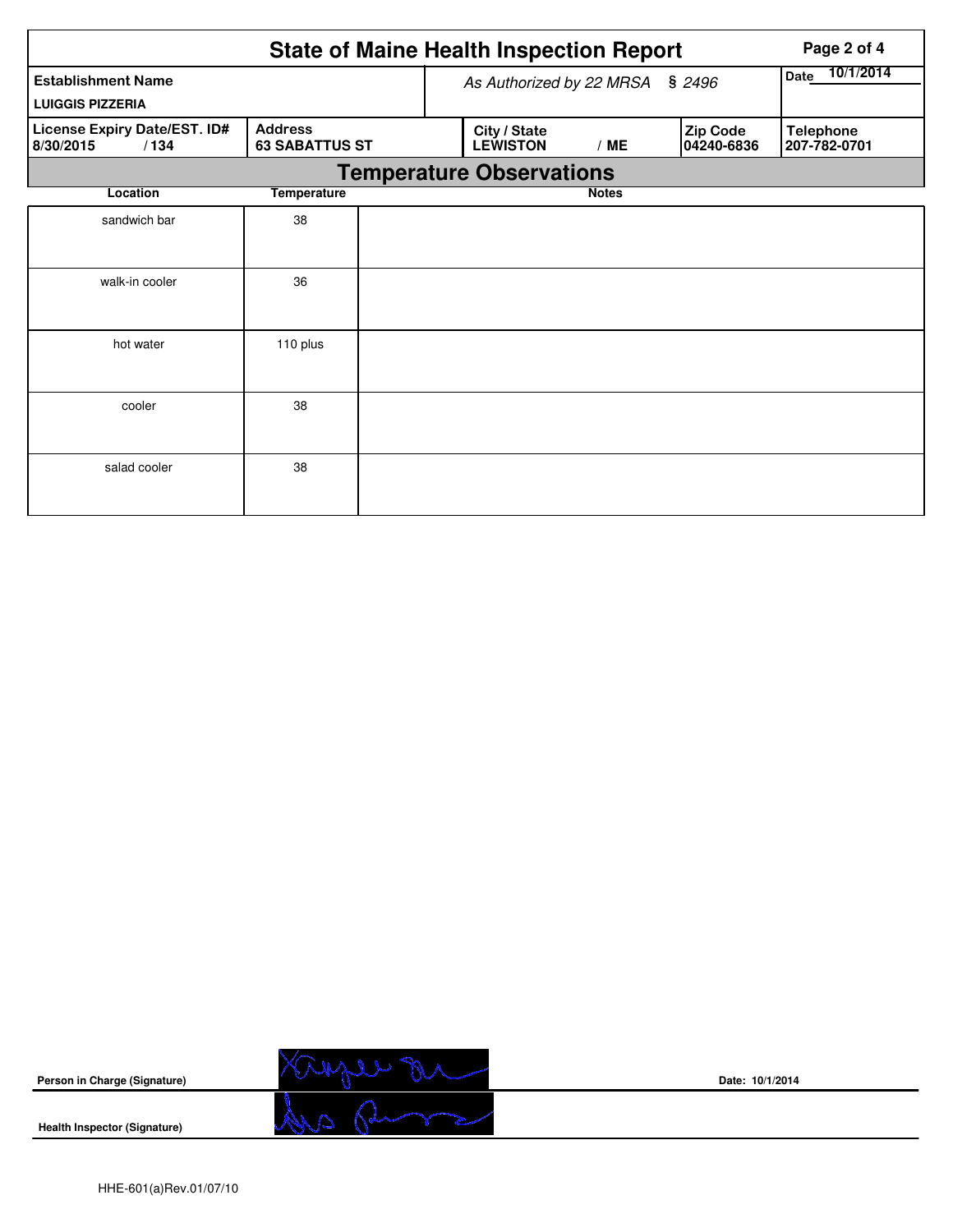# State of Maine Health Inspection Report

| Establishment Name | As Authorized by 22 MRSA § 2496 | | | Date 10/1/2014 |
|---|---|---|---|---|
| LUIGGIS PIZZERIA | | | | |
| License Expiry Date/EST. ID# 8/30/2015 / 134 | Address 63 SABATTUS ST | City / State LEWISTON / ME | Zip Code 04240-6836 | Telephone 207-782-0701 |

## Temperature Observations

| Location | Temperature | Notes |
|---|---|---|
| sandwich bar | 38 | |
| walk-in cooler | 36 | |
| hot water | 110 plus | |
| cooler | 38 | |
| salad cooler | 38 | |

**Person in Charge (Signature)**

**Date:** 10/1/2014

**Health Inspector (Signature)**

HHE-601(a)Rev.01/07/10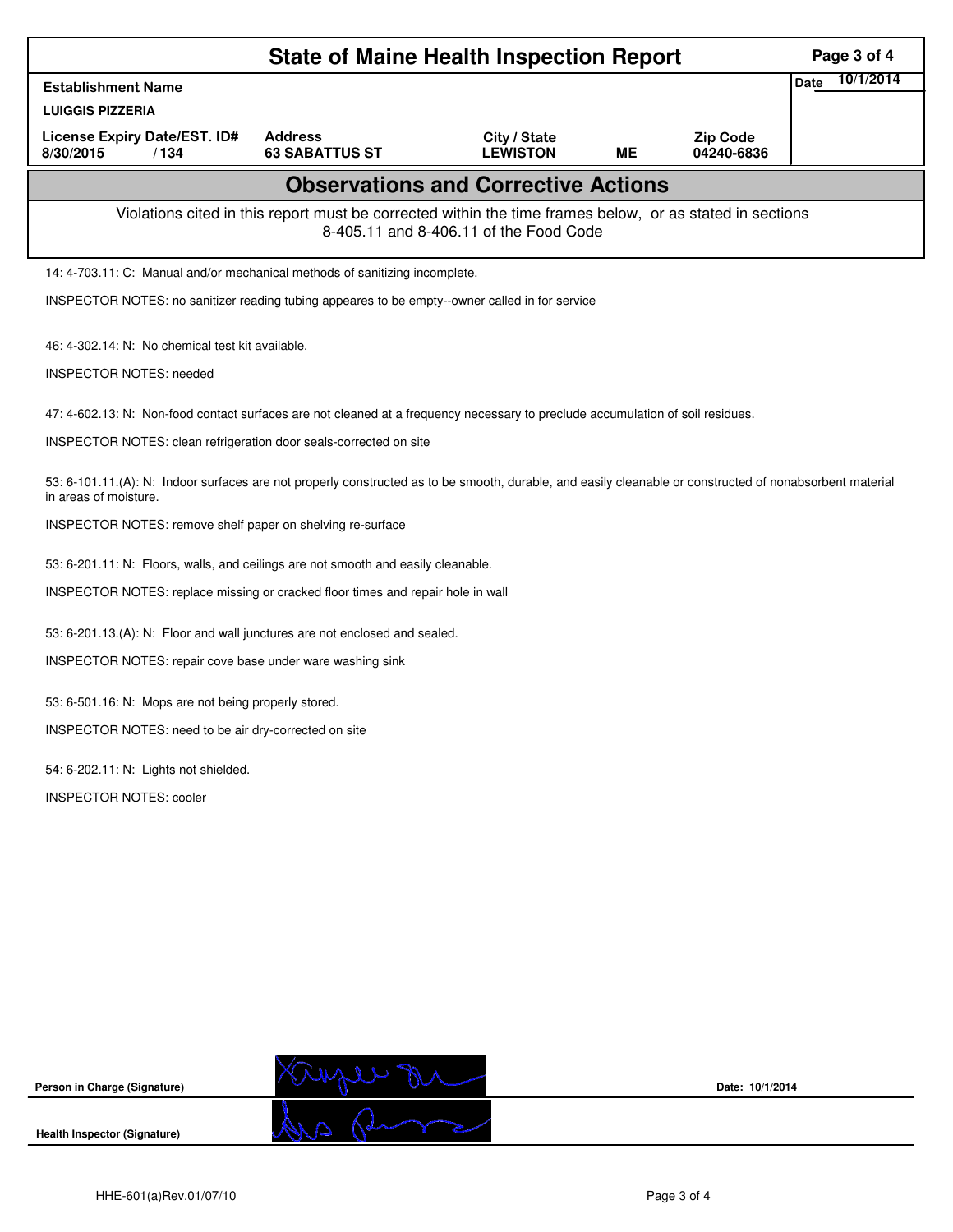# State of Maine Health Inspection Report

| Establishment Name | | | | | Date 10/1/2014 |
|---|---|---|---|---|---|
| LUIGGIS PIZZERIA | | | | | |
| License Expiry Date/EST. ID# | Address | City / State | | Zip Code | |
| 8/30/2015 / 134 | 63 SABATTUS ST | LEWISTON | ME | 04240-6836 | |

## Observations and Corrective Actions

Violations cited in this report must be corrected within the time frames below, or as stated in sections 8-405.11 and 8-406.11 of the Food Code

14: 4-703.11: C: Manual and/or mechanical methods of sanitizing incomplete.

INSPECTOR NOTES: no sanitizer reading tubing appeares to be empty--owner called in for service

46: 4-302.14: N: No chemical test kit available.

INSPECTOR NOTES: needed

47: 4-602.13: N: Non-food contact surfaces are not cleaned at a frequency necessary to preclude accumulation of soil residues.

INSPECTOR NOTES: clean refrigeration door seals-corrected on site

53: 6-101.11.(A): N: Indoor surfaces are not properly constructed as to be smooth, durable, and easily cleanable or constructed of nonabsorbent material in areas of moisture.

INSPECTOR NOTES: remove shelf paper on shelving re-surface

53: 6-201.11: N: Floors, walls, and ceilings are not smooth and easily cleanable.

INSPECTOR NOTES: replace missing or cracked floor times and repair hole in wall

53: 6-201.13.(A): N: Floor and wall junctures are not enclosed and sealed.

INSPECTOR NOTES: repair cove base under ware washing sink

53: 6-501.16: N: Mops are not being properly stored.

INSPECTOR NOTES: need to be air dry-corrected on site

54: 6-202.11: N: Lights not shielded.

INSPECTOR NOTES: cooler

**Person in Charge (Signature)** Date: 10/1/2014

**Health Inspector (Signature)**

HHE-601(a)Rev.01/07/10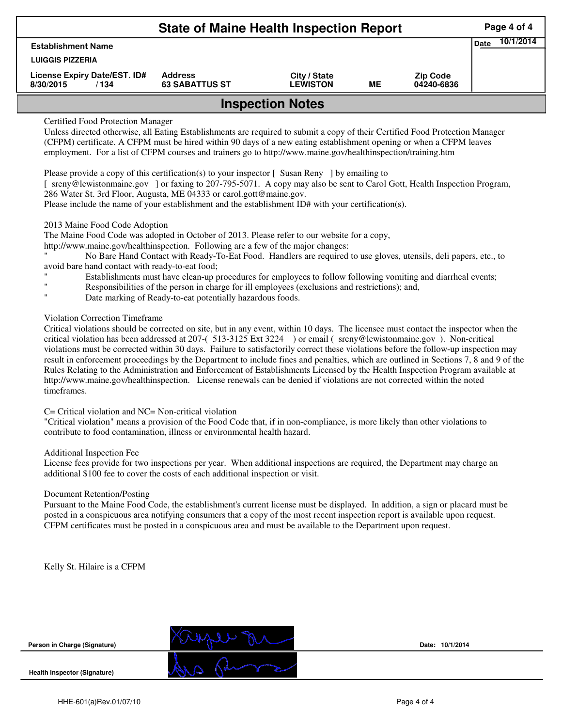# State of Maine Health Inspection Report

| Establishment Name | | | | | Date 10/1/2014 |
|---|---|---|---|---|---|
| LUIGGIS PIZZERIA | | | | | |
| License Expiry Date/EST. ID# | Address | City / State | | Zip Code | |
| 8/30/2015 / 134 | 63 SABATTUS ST | LEWISTON | ME | 04240-6836 | |

## Inspection Notes

Certified Food Protection Manager

Unless directed otherwise, all Eating Establishments are required to submit a copy of their Certified Food Protection Manager (CFPM) certificate. A CFPM must be hired within 90 days of a new eating establishment opening or when a CFPM leaves employment. For a list of CFPM courses and trainers go to http://www.maine.gov/healthinspection/training.htm

Please provide a copy of this certification(s) to your inspector [ Susan Reny ] by emailing to [ sreny@lewistonmaine.gov ] or faxing to 207-795-5071. A copy may also be sent to Carol Gott, Health Inspection Program, 286 Water St. 3rd Floor, Augusta, ME 04333 or carol.gott@maine.gov.

Please include the name of your establishment and the establishment ID# with your certification(s).

2013 Maine Food Code Adoption

The Maine Food Code was adopted in October of 2013. Please refer to our website for a copy, http://www.maine.gov/healthinspection. Following are a few of the major changes:

" No Bare Hand Contact with Ready-To-Eat Food. Handlers are required to use gloves, utensils, deli papers, etc., to avoid bare hand contact with ready-to-eat food;

" Establishments must have clean-up procedures for employees to follow following vomiting and diarrheal events;

" Responsibilities of the person in charge for ill employees (exclusions and restrictions); and,

" Date marking of Ready-to-eat potentially hazardous foods.

Violation Correction Timeframe

Critical violations should be corrected on site, but in any event, within 10 days. The licensee must contact the inspector when the critical violation has been addressed at 207-( 513-3125 Ext 3224 ) or email ( sreny@lewistonmaine.gov ). Non-critical violations must be corrected within 30 days. Failure to satisfactorily correct these violations before the follow-up inspection may result in enforcement proceedings by the Department to include fines and penalties, which are outlined in Sections 7, 8 and 9 of the Rules Relating to the Administration and Enforcement of Establishments Licensed by the Health Inspection Program available at http://www.maine.gov/healthinspection. License renewals can be denied if violations are not corrected within the noted timeframes.

C= Critical violation and NC= Non-critical violation

"Critical violation" means a provision of the Food Code that, if in non-compliance, is more likely than other violations to contribute to food contamination, illness or environmental health hazard.

Additional Inspection Fee

License fees provide for two inspections per year. When additional inspections are required, the Department may charge an additional $100 fee to cover the costs of each additional inspection or visit.

Document Retention/Posting

Pursuant to the Maine Food Code, the establishment's current license must be displayed. In addition, a sign or placard must be posted in a conspicuous area notifying consumers that a copy of the most recent inspection report is available upon request. CFPM certificates must be posted in a conspicuous area and must be available to the Department upon request.

Kelly St. Hilaire is a CFPM

Person in Charge (Signature) — Date: 10/1/2014

Health Inspector (Signature)

HHE-601(a)Rev.01/07/10